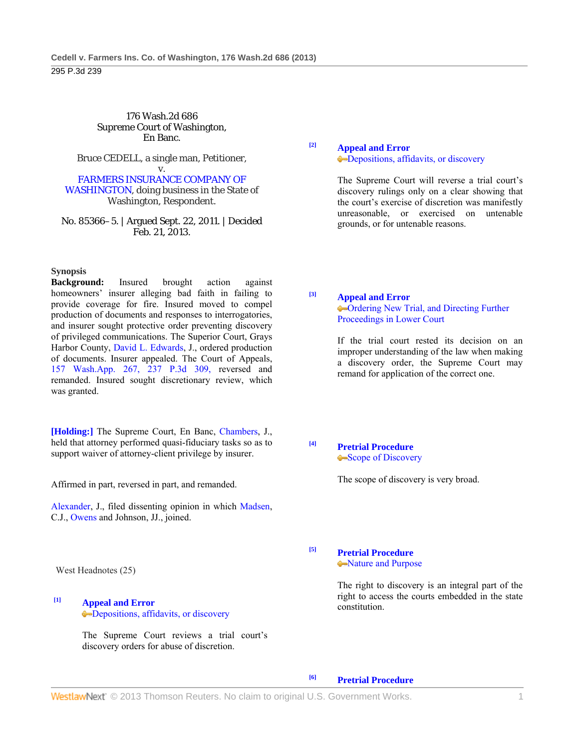176 Wash.2d 686
Supreme Court of Washington,
En Banc.

Bruce CEDELL, a single man, Petitioner,
v.
FARMERS INSURANCE COMPANY OF WASHINGTON, doing business in the State of Washington, Respondent.

No. 85366–5. | Argued Sept. 22, 2011. | Decided Feb. 21, 2013.

**Synopsis**

**Background:** Insured brought action against homeowners' insurer alleging bad faith in failing to provide coverage for fire. Insured moved to compel production of documents and responses to interrogatories, and insurer sought protective order preventing discovery of privileged communications. The Superior Court, Grays Harbor County, David L. Edwards, J., ordered production of documents. Insurer appealed. The Court of Appeals, 157 Wash.App. 267, 237 P.3d 309, reversed and remanded. Insured sought discretionary review, which was granted.

**[Holding:]** The Supreme Court, En Banc, Chambers, J., held that attorney performed quasi-fiduciary tasks so as to support waiver of attorney-client privilege by insurer.

Affirmed in part, reversed in part, and remanded.

Alexander, J., filed dissenting opinion in which Madsen, C.J., Owens and Johnson, JJ., joined.

West Headnotes (25)

[1] **Appeal and Error**
Depositions, affidavits, or discovery

The Supreme Court reviews a trial court's discovery orders for abuse of discretion.

[2] **Appeal and Error**
Depositions, affidavits, or discovery

The Supreme Court will reverse a trial court's discovery rulings only on a clear showing that the court's exercise of discretion was manifestly unreasonable, or exercised on untenable grounds, or for untenable reasons.

[3] **Appeal and Error**
Ordering New Trial, and Directing Further Proceedings in Lower Court

If the trial court rested its decision on an improper understanding of the law when making a discovery order, the Supreme Court may remand for application of the correct one.

[4] **Pretrial Procedure**
Scope of Discovery

The scope of discovery is very broad.

[5] **Pretrial Procedure**
Nature and Purpose

The right to discovery is an integral part of the right to access the courts embedded in the state constitution.

[6] **Pretrial Procedure**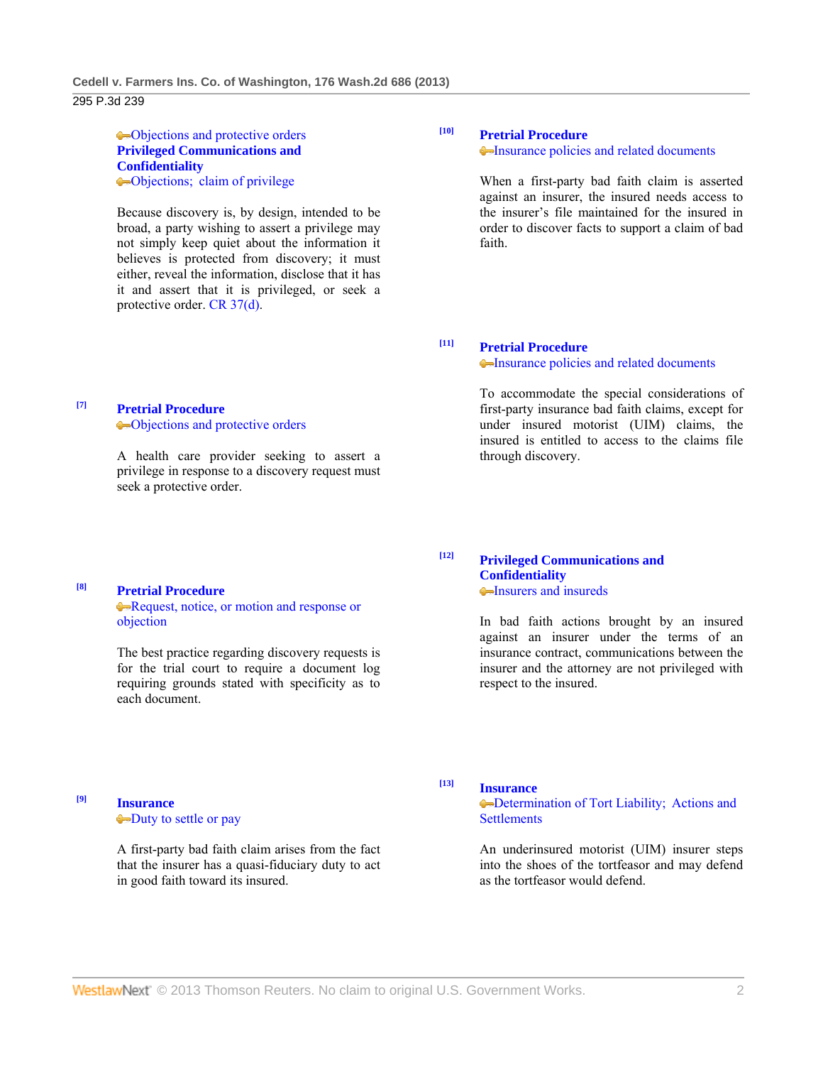Objections and protective orders
**Privileged Communications and Confidentiality**
Objections; claim of privilege

Because discovery is, by design, intended to be broad, a party wishing to assert a privilege may not simply keep quiet about the information it believes is protected from discovery; it must either, reveal the information, disclose that it has it and assert that it is privileged, or seek a protective order. CR 37(d).

[7] **Pretrial Procedure**
Objections and protective orders

A health care provider seeking to assert a privilege in response to a discovery request must seek a protective order.

[8] **Pretrial Procedure**
Request, notice, or motion and response or objection

The best practice regarding discovery requests is for the trial court to require a document log requiring grounds stated with specificity as to each document.

[9] **Insurance**
Duty to settle or pay

A first-party bad faith claim arises from the fact that the insurer has a quasi-fiduciary duty to act in good faith toward its insured.

[10] **Pretrial Procedure**
Insurance policies and related documents

When a first-party bad faith claim is asserted against an insurer, the insured needs access to the insurer's file maintained for the insured in order to discover facts to support a claim of bad faith.

[11] **Pretrial Procedure**
Insurance policies and related documents

To accommodate the special considerations of first-party insurance bad faith claims, except for under insured motorist (UIM) claims, the insured is entitled to access to the claims file through discovery.

[12] **Privileged Communications and Confidentiality**
Insurers and insureds

In bad faith actions brought by an insured against an insurer under the terms of an insurance contract, communications between the insurer and the attorney are not privileged with respect to the insured.

[13] **Insurance**
Determination of Tort Liability; Actions and Settlements

An underinsured motorist (UIM) insurer steps into the shoes of the tortfeasor and may defend as the tortfeasor would defend.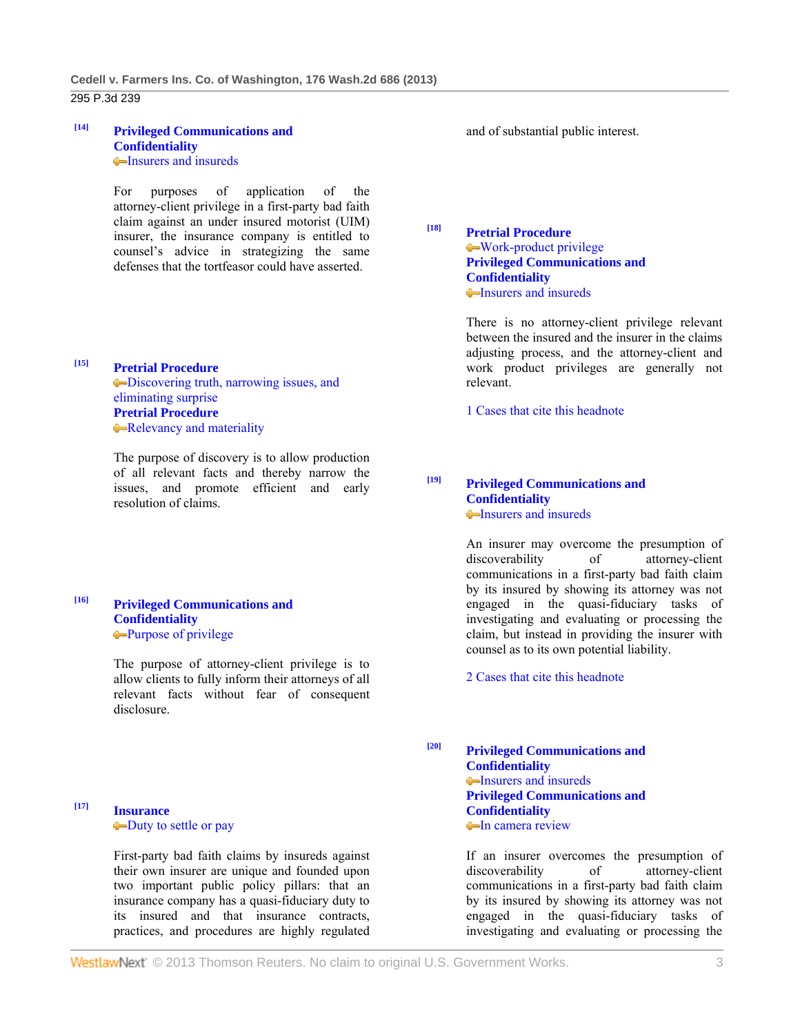**[14]** **Privileged Communications and Confidentiality**
Insurers and insureds

For purposes of application of the attorney-client privilege in a first-party bad faith claim against an under insured motorist (UIM) insurer, the insurance company is entitled to counsel's advice in strategizing the same defenses that the tortfeasor could have asserted.

**[15]** **Pretrial Procedure**
Discovering truth, narrowing issues, and eliminating surprise
**Pretrial Procedure**
Relevancy and materiality

The purpose of discovery is to allow production of all relevant facts and thereby narrow the issues, and promote efficient and early resolution of claims.

**[16]** **Privileged Communications and Confidentiality**
Purpose of privilege

The purpose of attorney-client privilege is to allow clients to fully inform their attorneys of all relevant facts without fear of consequent disclosure.

**[17]** **Insurance**
Duty to settle or pay

First-party bad faith claims by insureds against their own insurer are unique and founded upon two important public policy pillars: that an insurance company has a quasi-fiduciary duty to its insured and that insurance contracts, practices, and procedures are highly regulated and of substantial public interest.

**[18]** **Pretrial Procedure**
Work-product privilege
**Privileged Communications and Confidentiality**
Insurers and insureds

There is no attorney-client privilege relevant between the insured and the insurer in the claims adjusting process, and the attorney-client and work product privileges are generally not relevant.

1 Cases that cite this headnote

**[19]** **Privileged Communications and Confidentiality**
Insurers and insureds

An insurer may overcome the presumption of discoverability of attorney-client communications in a first-party bad faith claim by its insured by showing its attorney was not engaged in the quasi-fiduciary tasks of investigating and evaluating or processing the claim, but instead in providing the insurer with counsel as to its own potential liability.

2 Cases that cite this headnote

**[20]** **Privileged Communications and Confidentiality**
Insurers and insureds
**Privileged Communications and Confidentiality**
In camera review

If an insurer overcomes the presumption of discoverability of attorney-client communications in a first-party bad faith claim by its insured by showing its attorney was not engaged in the quasi-fiduciary tasks of investigating and evaluating or processing the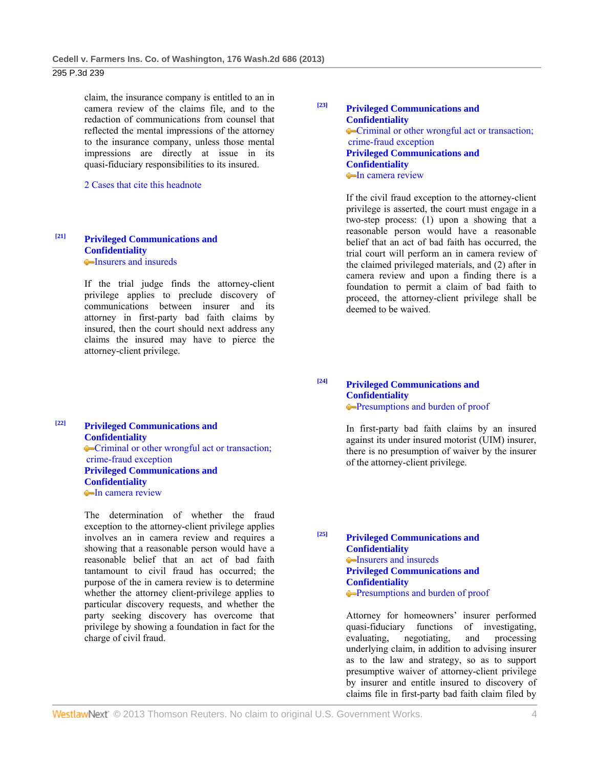claim, the insurance company is entitled to an in camera review of the claims file, and to the redaction of communications from counsel that reflected the mental impressions of the attorney to the insurance company, unless those mental impressions are directly at issue in its quasi-fiduciary responsibilities to its insured.

2 Cases that cite this headnote

[21] **Privileged Communications and Confidentiality**
Insurers and insureds

If the trial judge finds the attorney-client privilege applies to preclude discovery of communications between insurer and its attorney in first-party bad faith claims by insured, then the court should next address any claims the insured may have to pierce the attorney-client privilege.

[22] **Privileged Communications and Confidentiality**
Criminal or other wrongful act or transaction; crime-fraud exception
**Privileged Communications and Confidentiality**
In camera review

The determination of whether the fraud exception to the attorney-client privilege applies involves an in camera review and requires a showing that a reasonable person would have a reasonable belief that an act of bad faith tantamount to civil fraud has occurred; the purpose of the in camera review is to determine whether the attorney client-privilege applies to particular discovery requests, and whether the party seeking discovery has overcome that privilege by showing a foundation in fact for the charge of civil fraud.

[23] **Privileged Communications and Confidentiality**
Criminal or other wrongful act or transaction; crime-fraud exception
**Privileged Communications and Confidentiality**
In camera review

If the civil fraud exception to the attorney-client privilege is asserted, the court must engage in a two-step process: (1) upon a showing that a reasonable person would have a reasonable belief that an act of bad faith has occurred, the trial court will perform an in camera review of the claimed privileged materials, and (2) after in camera review and upon a finding there is a foundation to permit a claim of bad faith to proceed, the attorney-client privilege shall be deemed to be waived.

[24] **Privileged Communications and Confidentiality**
Presumptions and burden of proof

In first-party bad faith claims by an insured against its under insured motorist (UIM) insurer, there is no presumption of waiver by the insurer of the attorney-client privilege.

[25] **Privileged Communications and Confidentiality**
Insurers and insureds
**Privileged Communications and Confidentiality**
Presumptions and burden of proof

Attorney for homeowners' insurer performed quasi-fiduciary functions of investigating, evaluating, negotiating, and processing underlying claim, in addition to advising insurer as to the law and strategy, so as to support presumptive waiver of attorney-client privilege by insurer and entitle insured to discovery of claims file in first-party bad faith claim filed by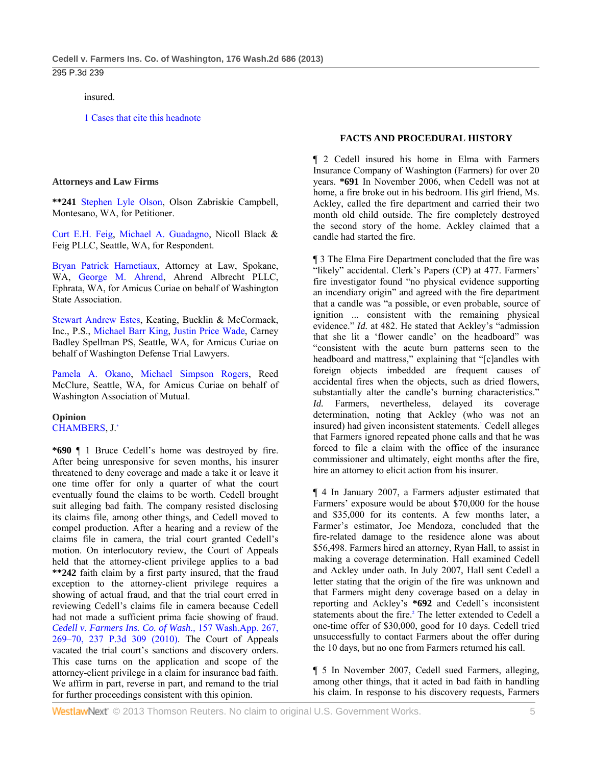insured.

1 Cases that cite this headnote

**Attorneys and Law Firms**

****241** Stephen Lyle Olson, Olson Zabriskie Campbell, Montesano, WA, for Petitioner.

Curt E.H. Feig, Michael A. Guadagno, Nicoll Black & Feig PLLC, Seattle, WA, for Respondent.

Bryan Patrick Harnetiaux, Attorney at Law, Spokane, WA, George M. Ahrend, Ahrend Albrecht PLLC, Ephrata, WA, for Amicus Curiae on behalf of Washington State Association.

Stewart Andrew Estes, Keating, Bucklin & McCormack, Inc., P.S., Michael Barr King, Justin Price Wade, Carney Badley Spellman PS, Seattle, WA, for Amicus Curiae on behalf of Washington Defense Trial Lawyers.

Pamela A. Okano, Michael Simpson Rogers, Reed McClure, Seattle, WA, for Amicus Curiae on behalf of Washington Association of Mutual.

**Opinion**

CHAMBERS, J.[*]

***690** ¶ 1 Bruce Cedell's home was destroyed by fire. After being unresponsive for seven months, his insurer threatened to deny coverage and made a take it or leave it one time offer for only a quarter of what the court eventually found the claims to be worth. Cedell brought suit alleging bad faith. The company resisted disclosing its claims file, among other things, and Cedell moved to compel production. After a hearing and a review of the claims file in camera, the trial court granted Cedell's motion. On interlocutory review, the Court of Appeals held that the attorney-client privilege applies to a bad ****242** faith claim by a first party insured, that the fraud exception to the attorney-client privilege requires a showing of actual fraud, and that the trial court erred in reviewing Cedell's claims file in camera because Cedell had not made a sufficient prima facie showing of fraud. *Cedell v. Farmers Ins. Co. of Wash.,* 157 Wash.App. 267, 269–70, 237 P.3d 309 (2010). The Court of Appeals vacated the trial court's sanctions and discovery orders. This case turns on the application and scope of the attorney-client privilege in a claim for insurance bad faith. We affirm in part, reverse in part, and remand to the trial for further proceedings consistent with this opinion.

**FACTS AND PROCEDURAL HISTORY**

¶ 2 Cedell insured his home in Elma with Farmers Insurance Company of Washington (Farmers) for over 20 years. ***691** In November 2006, when Cedell was not at home, a fire broke out in his bedroom. His girl friend, Ms. Ackley, called the fire department and carried their two month old child outside. The fire completely destroyed the second story of the home. Ackley claimed that a candle had started the fire.

¶ 3 The Elma Fire Department concluded that the fire was "likely" accidental. Clerk's Papers (CP) at 477. Farmers' fire investigator found "no physical evidence supporting an incendiary origin" and agreed with the fire department that a candle was "a possible, or even probable, source of ignition ... consistent with the remaining physical evidence." *Id.* at 482. He stated that Ackley's "admission that she lit a 'flower candle' on the headboard" was "consistent with the acute burn patterns seen to the headboard and mattress," explaining that "[c]andles with foreign objects imbedded are frequent causes of accidental fires when the objects, such as dried flowers, substantially alter the candle's burning characteristics." *Id.* Farmers, nevertheless, delayed its coverage determination, noting that Ackley (who was not an insured) had given inconsistent statements.[1] Cedell alleges that Farmers ignored repeated phone calls and that he was forced to file a claim with the office of the insurance commissioner and ultimately, eight months after the fire, hire an attorney to elicit action from his insurer.

¶ 4 In January 2007, a Farmers adjuster estimated that Farmers' exposure would be about $70,000 for the house and $35,000 for its contents. A few months later, a Farmer's estimator, Joe Mendoza, concluded that the fire-related damage to the residence alone was about $56,498. Farmers hired an attorney, Ryan Hall, to assist in making a coverage determination. Hall examined Cedell and Ackley under oath. In July 2007, Hall sent Cedell a letter stating that the origin of the fire was unknown and that Farmers might deny coverage based on a delay in reporting and Ackley's ***692** and Cedell's inconsistent statements about the fire.[2] The letter extended to Cedell a one-time offer of $30,000, good for 10 days. Cedell tried unsuccessfully to contact Farmers about the offer during the 10 days, but no one from Farmers returned his call.

¶ 5 In November 2007, Cedell sued Farmers, alleging, among other things, that it acted in bad faith in handling his claim. In response to his discovery requests, Farmers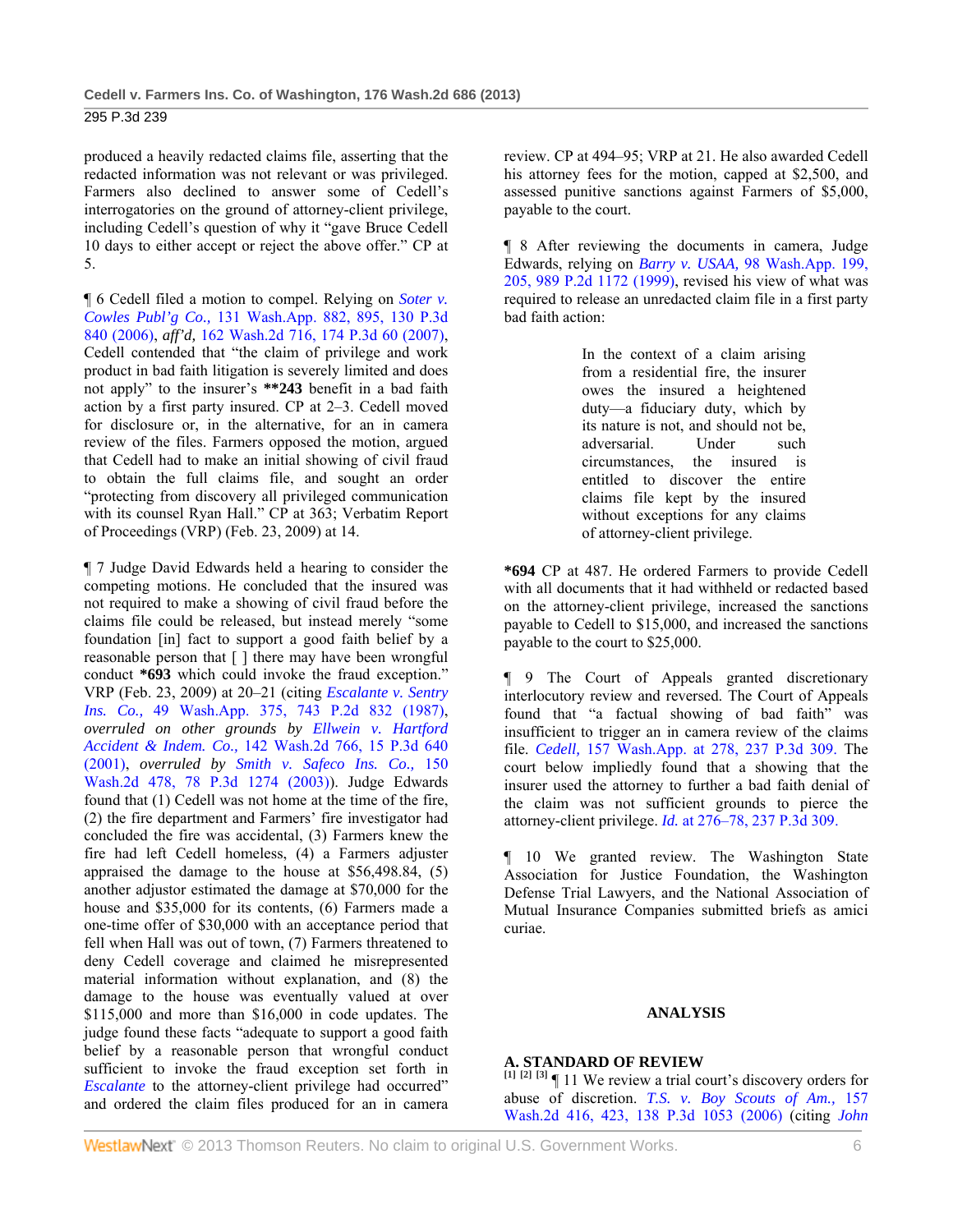produced a heavily redacted claims file, asserting that the redacted information was not relevant or was privileged. Farmers also declined to answer some of Cedell's interrogatories on the ground of attorney-client privilege, including Cedell's question of why it "gave Bruce Cedell 10 days to either accept or reject the above offer." CP at 5.

¶ 6 Cedell filed a motion to compel. Relying on *Soter v. Cowles Publ'g Co.,* 131 Wash.App. 882, 895, 130 P.3d 840 (2006), *aff'd,* 162 Wash.2d 716, 174 P.3d 60 (2007), Cedell contended that "the claim of privilege and work product in bad faith litigation is severely limited and does not apply" to the insurer's **243 benefit in a bad faith action by a first party insured. CP at 2–3. Cedell moved for disclosure or, in the alternative, for an in camera review of the files. Farmers opposed the motion, argued that Cedell had to make an initial showing of civil fraud to obtain the full claims file, and sought an order "protecting from discovery all privileged communication with its counsel Ryan Hall." CP at 363; Verbatim Report of Proceedings (VRP) (Feb. 23, 2009) at 14.

¶ 7 Judge David Edwards held a hearing to consider the competing motions. He concluded that the insured was not required to make a showing of civil fraud before the claims file could be released, but instead merely "some foundation [in] fact to support a good faith belief by a reasonable person that [ ] there may have been wrongful conduct *693 which could invoke the fraud exception." VRP (Feb. 23, 2009) at 20–21 (citing *Escalante v. Sentry Ins. Co.,* 49 Wash.App. 375, 743 P.2d 832 (1987), *overruled on other grounds by Ellwein v. Hartford Accident & Indem. Co.,* 142 Wash.2d 766, 15 P.3d 640 (2001), *overruled by Smith v. Safeco Ins. Co.,* 150 Wash.2d 478, 78 P.3d 1274 (2003)). Judge Edwards found that (1) Cedell was not home at the time of the fire, (2) the fire department and Farmers' fire investigator had concluded the fire was accidental, (3) Farmers knew the fire had left Cedell homeless, (4) a Farmers adjuster appraised the damage to the house at $56,498.84, (5) another adjustor estimated the damage at $70,000 for the house and $35,000 for its contents, (6) Farmers made a one-time offer of $30,000 with an acceptance period that fell when Hall was out of town, (7) Farmers threatened to deny Cedell coverage and claimed he misrepresented material information without explanation, and (8) the damage to the house was eventually valued at over $115,000 and more than $16,000 in code updates. The judge found these facts "adequate to support a good faith belief by a reasonable person that wrongful conduct sufficient to invoke the fraud exception set forth in *Escalante* to the attorney-client privilege had occurred" and ordered the claim files produced for an in camera review. CP at 494–95; VRP at 21. He also awarded Cedell his attorney fees for the motion, capped at $2,500, and assessed punitive sanctions against Farmers of $5,000, payable to the court.

¶ 8 After reviewing the documents in camera, Judge Edwards, relying on *Barry v. USAA,* 98 Wash.App. 199, 205, 989 P.2d 1172 (1999), revised his view of what was required to release an unredacted claim file in a first party bad faith action:

> In the context of a claim arising from a residential fire, the insurer owes the insured a heightened duty—a fiduciary duty, which by its nature is not, and should not be, adversarial. Under such circumstances, the insured is entitled to discover the entire claims file kept by the insured without exceptions for any claims of attorney-client privilege.

*694 CP at 487. He ordered Farmers to provide Cedell with all documents that it had withheld or redacted based on the attorney-client privilege, increased the sanctions payable to Cedell to $15,000, and increased the sanctions payable to the court to $25,000.

¶ 9 The Court of Appeals granted discretionary interlocutory review and reversed. The Court of Appeals found that "a factual showing of bad faith" was insufficient to trigger an in camera review of the claims file. *Cedell,* 157 Wash.App. at 278, 237 P.3d 309. The court below impliedly found that a showing that the insurer used the attorney to further a bad faith denial of the claim was not sufficient grounds to pierce the attorney-client privilege. *Id.* at 276–78, 237 P.3d 309.

¶ 10 We granted review. The Washington State Association for Justice Foundation, the Washington Defense Trial Lawyers, and the National Association of Mutual Insurance Companies submitted briefs as amici curiae.

## ANALYSIS

### A. STANDARD OF REVIEW

[1] [2] [3] ¶ 11 We review a trial court's discovery orders for abuse of discretion. *T.S. v. Boy Scouts of Am.,* 157 Wash.2d 416, 423, 138 P.3d 1053 (2006) (citing *John*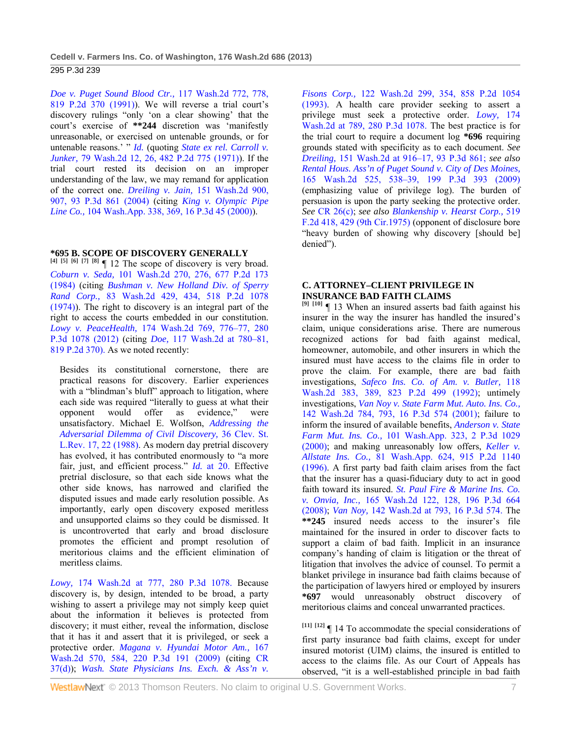*Doe v. Puget Sound Blood Ctr.,* 117 Wash.2d 772, 778, 819 P.2d 370 (1991)). We will reverse a trial court's discovery rulings "only 'on a clear showing' that the court's exercise of **244 discretion was 'manifestly unreasonable, or exercised on untenable grounds, or for untenable reasons.' " *Id.* (quoting *State ex rel. Carroll v. Junker,* 79 Wash.2d 12, 26, 482 P.2d 775 (1971)). If the trial court rested its decision on an improper understanding of the law, we may remand for application of the correct one. *Dreiling v. Jain,* 151 Wash.2d 900, 907, 93 P.3d 861 (2004) (citing *King v. Olympic Pipe Line Co.,* 104 Wash.App. 338, 369, 16 P.3d 45 (2000)).

### *695 B. SCOPE OF DISCOVERY GENERALLY

[4] [5] [6] [7] [8] ¶ 12 The scope of discovery is very broad. *Coburn v. Seda,* 101 Wash.2d 270, 276, 677 P.2d 173 (1984) (citing *Bushman v. New Holland Div. of Sperry Rand Corp.,* 83 Wash.2d 429, 434, 518 P.2d 1078 (1974)). The right to discovery is an integral part of the right to access the courts embedded in our constitution. *Lowy v. PeaceHealth,* 174 Wash.2d 769, 776–77, 280 P.3d 1078 (2012) (citing *Doe,* 117 Wash.2d at 780–81, 819 P.2d 370). As we noted recently:

> Besides its constitutional cornerstone, there are practical reasons for discovery. Earlier experiences with a "blindman's bluff" approach to litigation, where each side was required "literally to guess at what their opponent would offer as evidence," were unsatisfactory. Michael E. Wolfson, *Addressing the Adversarial Dilemma of Civil Discovery,* 36 Clev. St. L.Rev. 17, 22 (1988). As modern day pretrial discovery has evolved, it has contributed enormously to "a more fair, just, and efficient process." *Id.* at 20. Effective pretrial disclosure, so that each side knows what the other side knows, has narrowed and clarified the disputed issues and made early resolution possible. As importantly, early open discovery exposed meritless and unsupported claims so they could be dismissed. It is uncontroverted that early and broad disclosure promotes the efficient and prompt resolution of meritorious claims and the efficient elimination of meritless claims.

*Lowy,* 174 Wash.2d at 777, 280 P.3d 1078. Because discovery is, by design, intended to be broad, a party wishing to assert a privilege may not simply keep quiet about the information it believes is protected from discovery; it must either, reveal the information, disclose that it has it and assert that it is privileged, or seek a protective order. *Magana v. Hyundai Motor Am.,* 167 Wash.2d 570, 584, 220 P.3d 191 (2009) (citing CR 37(d)); *Wash. State Physicians Ins. Exch. & Ass'n v. Fisons Corp.,* 122 Wash.2d 299, 354, 858 P.2d 1054 (1993). A health care provider seeking to assert a privilege must seek a protective order. *Lowy,* 174 Wash.2d at 789, 280 P.3d 1078. The best practice is for the trial court to require a document log *696 requiring grounds stated with specificity as to each document. *See Dreiling,* 151 Wash.2d at 916–17, 93 P.3d 861; *see also Rental Hous. Ass'n of Puget Sound v. City of Des Moines,* 165 Wash.2d 525, 538–39, 199 P.3d 393 (2009) (emphasizing value of privilege log). The burden of persuasion is upon the party seeking the protective order. *See* CR 26(c); *see also Blankenship v. Hearst Corp.,* 519 F.2d 418, 429 (9th Cir.1975) (opponent of disclosure bore "heavy burden of showing why discovery [should be] denied").

### C. ATTORNEY–CLIENT PRIVILEGE IN INSURANCE BAD FAITH CLAIMS

[9] [10] ¶ 13 When an insured asserts bad faith against his insurer in the way the insurer has handled the insured's claim, unique considerations arise. There are numerous recognized actions for bad faith against medical, homeowner, automobile, and other insurers in which the insured must have access to the claims file in order to prove the claim. For example, there are bad faith investigations, *Safeco Ins. Co. of Am. v. Butler,* 118 Wash.2d 383, 389, 823 P.2d 499 (1992); untimely investigations, *Van Noy v. State Farm Mut. Auto. Ins. Co.,* 142 Wash.2d 784, 793, 16 P.3d 574 (2001); failure to inform the insured of available benefits, *Anderson v. State Farm Mut. Ins. Co.,* 101 Wash.App. 323, 2 P.3d 1029 (2000); and making unreasonably low offers, *Keller v. Allstate Ins. Co.,* 81 Wash.App. 624, 915 P.2d 1140 (1996). A first party bad faith claim arises from the fact that the insurer has a quasi-fiduciary duty to act in good faith toward its insured. *St. Paul Fire & Marine Ins. Co. v. Onvia, Inc.,* 165 Wash.2d 122, 128, 196 P.3d 664 (2008); *Van Noy,* 142 Wash.2d at 793, 16 P.3d 574. The **245 insured needs access to the insurer's file maintained for the insured in order to discover facts to support a claim of bad faith. Implicit in an insurance company's handing of claim is litigation or the threat of litigation that involves the advice of counsel. To permit a blanket privilege in insurance bad faith claims because of the participation of lawyers hired or employed by insurers *697 would unreasonably obstruct discovery of meritorious claims and conceal unwarranted practices.

[11] [12] ¶ 14 To accommodate the special considerations of first party insurance bad faith claims, except for under insured motorist (UIM) claims, the insured is entitled to access to the claims file. As our Court of Appeals has observed, "it is a well-established principle in bad faith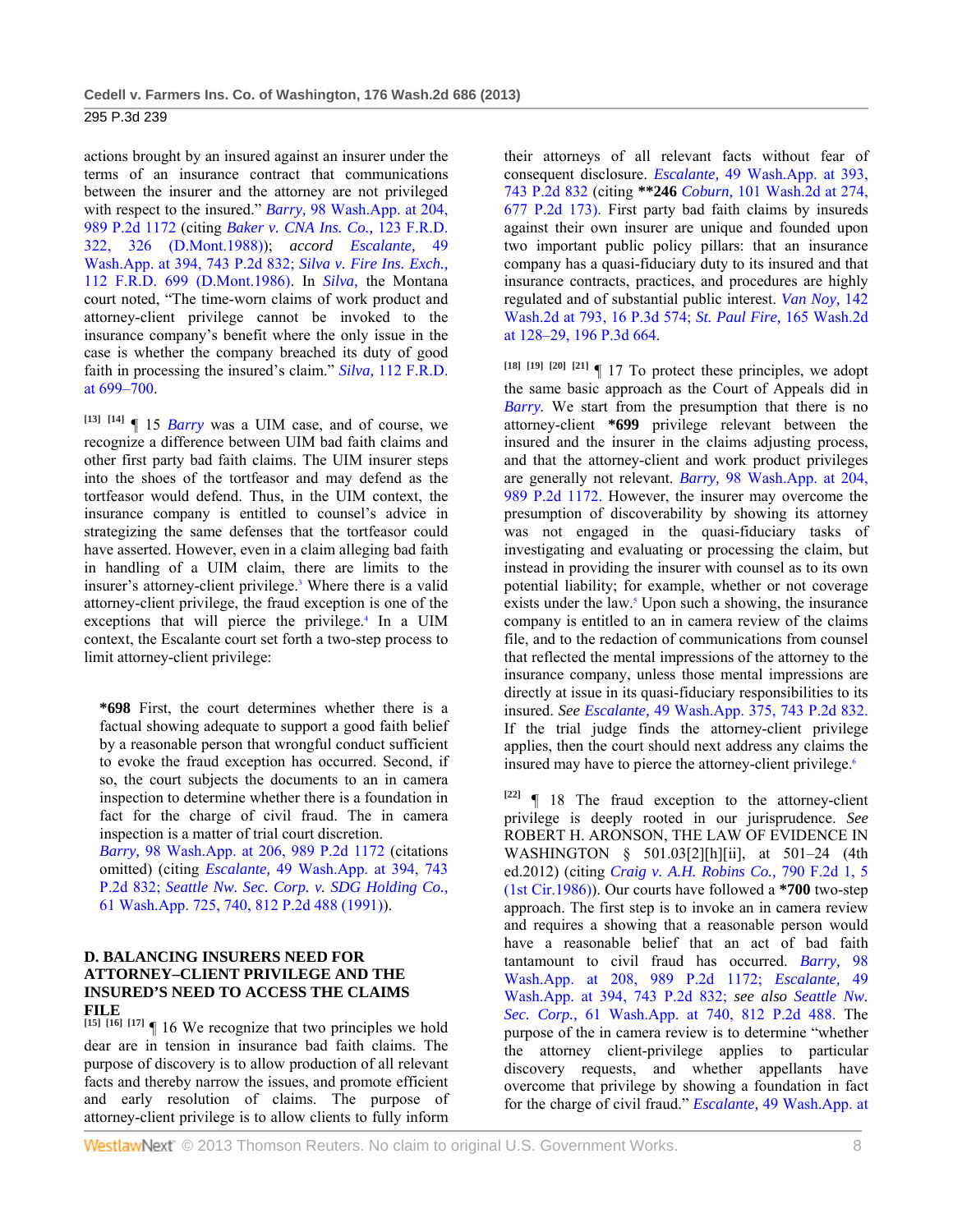actions brought by an insured against an insurer under the terms of an insurance contract that communications between the insurer and the attorney are not privileged with respect to the insured." *Barry,* 98 Wash.App. at 204, 989 P.2d 1172 (citing *Baker v. CNA Ins. Co.,* 123 F.R.D. 322, 326 (D.Mont.1988)); *accord Escalante,* 49 Wash.App. at 394, 743 P.2d 832; *Silva v. Fire Ins. Exch.,* 112 F.R.D. 699 (D.Mont.1986). In *Silva,* the Montana court noted, "The time-worn claims of work product and attorney-client privilege cannot be invoked to the insurance company's benefit where the only issue in the case is whether the company breached its duty of good faith in processing the insured's claim." *Silva,* 112 F.R.D. at 699–700.

[13] [14] ¶ 15 *Barry* was a UIM case, and of course, we recognize a difference between UIM bad faith claims and other first party bad faith claims. The UIM insurer steps into the shoes of the tortfeasor and may defend as the tortfeasor would defend. Thus, in the UIM context, the insurance company is entitled to counsel's advice in strategizing the same defenses that the tortfeasor could have asserted. However, even in a claim alleging bad faith in handling of a UIM claim, there are limits to the insurer's attorney-client privilege.[3] Where there is a valid attorney-client privilege, the fraud exception is one of the exceptions that will pierce the privilege.[4] In a UIM context, the Escalante court set forth a two-step process to limit attorney-client privilege:

> **\*698** First, the court determines whether there is a factual showing adequate to support a good faith belief by a reasonable person that wrongful conduct sufficient to evoke the fraud exception has occurred. Second, if so, the court subjects the documents to an in camera inspection to determine whether there is a foundation in fact for the charge of civil fraud. The in camera inspection is a matter of trial court discretion.
> *Barry,* 98 Wash.App. at 206, 989 P.2d 1172 (citations omitted) (citing *Escalante,* 49 Wash.App. at 394, 743 P.2d 832; *Seattle Nw. Sec. Corp. v. SDG Holding Co.,* 61 Wash.App. 725, 740, 812 P.2d 488 (1991)).

## D. BALANCING INSURERS NEED FOR ATTORNEY–CLIENT PRIVILEGE AND THE INSURED'S NEED TO ACCESS THE CLAIMS FILE

[15] [16] [17] ¶ 16 We recognize that two principles we hold dear are in tension in insurance bad faith claims. The purpose of discovery is to allow production of all relevant facts and thereby narrow the issues, and promote efficient and early resolution of claims. The purpose of attorney-client privilege is to allow clients to fully inform their attorneys of all relevant facts without fear of consequent disclosure. *Escalante,* 49 Wash.App. at 393, 743 P.2d 832 (citing **\*\*246** *Coburn,* 101 Wash.2d at 274, 677 P.2d 173). First party bad faith claims by insureds against their own insurer are unique and founded upon two important public policy pillars: that an insurance company has a quasi-fiduciary duty to its insured and that insurance contracts, practices, and procedures are highly regulated and of substantial public interest. *Van Noy,* 142 Wash.2d at 793, 16 P.3d 574; *St. Paul Fire,* 165 Wash.2d at 128–29, 196 P.3d 664.

[18] [19] [20] [21] ¶ 17 To protect these principles, we adopt the same basic approach as the Court of Appeals did in *Barry.* We start from the presumption that there is no attorney-client **\*699** privilege relevant between the insured and the insurer in the claims adjusting process, and that the attorney-client and work product privileges are generally not relevant. *Barry,* 98 Wash.App. at 204, 989 P.2d 1172. However, the insurer may overcome the presumption of discoverability by showing its attorney was not engaged in the quasi-fiduciary tasks of investigating and evaluating or processing the claim, but instead in providing the insurer with counsel as to its own potential liability; for example, whether or not coverage exists under the law.[5] Upon such a showing, the insurance company is entitled to an in camera review of the claims file, and to the redaction of communications from counsel that reflected the mental impressions of the attorney to the insurance company, unless those mental impressions are directly at issue in its quasi-fiduciary responsibilities to its insured. *See Escalante,* 49 Wash.App. 375, 743 P.2d 832. If the trial judge finds the attorney-client privilege applies, then the court should next address any claims the insured may have to pierce the attorney-client privilege.[6]

[22] ¶ 18 The fraud exception to the attorney-client privilege is deeply rooted in our jurisprudence. *See* ROBERT H. ARONSON, THE LAW OF EVIDENCE IN WASHINGTON § 501.03[2][h][ii], at 501–24 (4th ed.2012) (citing *Craig v. A.H. Robins Co.,* 790 F.2d 1, 5 (1st Cir.1986)). Our courts have followed a **\*700** two-step approach. The first step is to invoke an in camera review and requires a showing that a reasonable person would have a reasonable belief that an act of bad faith tantamount to civil fraud has occurred. *Barry,* 98 Wash.App. at 208, 989 P.2d 1172; *Escalante,* 49 Wash.App. at 394, 743 P.2d 832; *see also Seattle Nw. Sec. Corp.,* 61 Wash.App. at 740, 812 P.2d 488. The purpose of the in camera review is to determine "whether the attorney client-privilege applies to particular discovery requests, and whether appellants have overcome that privilege by showing a foundation in fact for the charge of civil fraud." *Escalante,* 49 Wash.App. at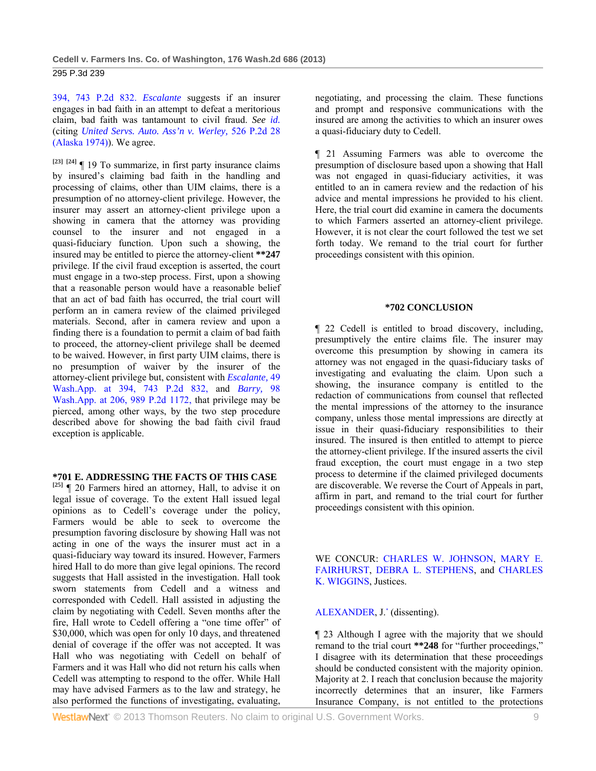394, 743 P.2d 832. *Escalante* suggests if an insurer engages in bad faith in an attempt to defeat a meritorious claim, bad faith was tantamount to civil fraud. *See id.* (citing *United Servs. Auto. Ass'n v. Werley,* 526 P.2d 28 (Alaska 1974)). We agree.

[23] [24] ¶ 19 To summarize, in first party insurance claims by insured's claiming bad faith in the handling and processing of claims, other than UIM claims, there is a presumption of no attorney-client privilege. However, the insurer may assert an attorney-client privilege upon a showing in camera that the attorney was providing counsel to the insurer and not engaged in a quasi-fiduciary function. Upon such a showing, the insured may be entitled to pierce the attorney-client **247 privilege. If the civil fraud exception is asserted, the court must engage in a two-step process. First, upon a showing that a reasonable person would have a reasonable belief that an act of bad faith has occurred, the trial court will perform an in camera review of the claimed privileged materials. Second, after in camera review and upon a finding there is a foundation to permit a claim of bad faith to proceed, the attorney-client privilege shall be deemed to be waived. However, in first party UIM claims, there is no presumption of waiver by the insurer of the attorney-client privilege but, consistent with *Escalante,* 49 Wash.App. at 394, 743 P.2d 832, and *Barry,* 98 Wash.App. at 206, 989 P.2d 1172, that privilege may be pierced, among other ways, by the two step procedure described above for showing the bad faith civil fraud exception is applicable.

### *701 E. ADDRESSING THE FACTS OF THIS CASE

[25] ¶ 20 Farmers hired an attorney, Hall, to advise it on legal issue of coverage. To the extent Hall issued legal opinions as to Cedell's coverage under the policy, Farmers would be able to seek to overcome the presumption favoring disclosure by showing Hall was not acting in one of the ways the insurer must act in a quasi-fiduciary way toward its insured. However, Farmers hired Hall to do more than give legal opinions. The record suggests that Hall assisted in the investigation. Hall took sworn statements from Cedell and a witness and corresponded with Cedell. Hall assisted in adjusting the claim by negotiating with Cedell. Seven months after the fire, Hall wrote to Cedell offering a "one time offer" of $30,000, which was open for only 10 days, and threatened denial of coverage if the offer was not accepted. It was Hall who was negotiating with Cedell on behalf of Farmers and it was Hall who did not return his calls when Cedell was attempting to respond to the offer. While Hall may have advised Farmers as to the law and strategy, he also performed the functions of investigating, evaluating, negotiating, and processing the claim. These functions and prompt and responsive communications with the insured are among the activities to which an insurer owes a quasi-fiduciary duty to Cedell.

¶ 21 Assuming Farmers was able to overcome the presumption of disclosure based upon a showing that Hall was not engaged in quasi-fiduciary activities, it was entitled to an in camera review and the redaction of his advice and mental impressions he provided to his client. Here, the trial court did examine in camera the documents to which Farmers asserted an attorney-client privilege. However, it is not clear the court followed the test we set forth today. We remand to the trial court for further proceedings consistent with this opinion.

### *702 CONCLUSION

¶ 22 Cedell is entitled to broad discovery, including, presumptively the entire claims file. The insurer may overcome this presumption by showing in camera its attorney was not engaged in the quasi-fiduciary tasks of investigating and evaluating the claim. Upon such a showing, the insurance company is entitled to the redaction of communications from counsel that reflected the mental impressions of the attorney to the insurance company, unless those mental impressions are directly at issue in their quasi-fiduciary responsibilities to their insured. The insured is then entitled to attempt to pierce the attorney-client privilege. If the insured asserts the civil fraud exception, the court must engage in a two step process to determine if the claimed privileged documents are discoverable. We reverse the Court of Appeals in part, affirm in part, and remand to the trial court for further proceedings consistent with this opinion.

WE CONCUR: CHARLES W. JOHNSON, MARY E. FAIRHURST, DEBRA L. STEPHENS, and CHARLES K. WIGGINS, Justices.

ALEXANDER, J.[*] (dissenting).

¶ 23 Although I agree with the majority that we should remand to the trial court **248 for "further proceedings," I disagree with its determination that these proceedings should be conducted consistent with the majority opinion. Majority at 2. I reach that conclusion because the majority incorrectly determines that an insurer, like Farmers Insurance Company, is not entitled to the protections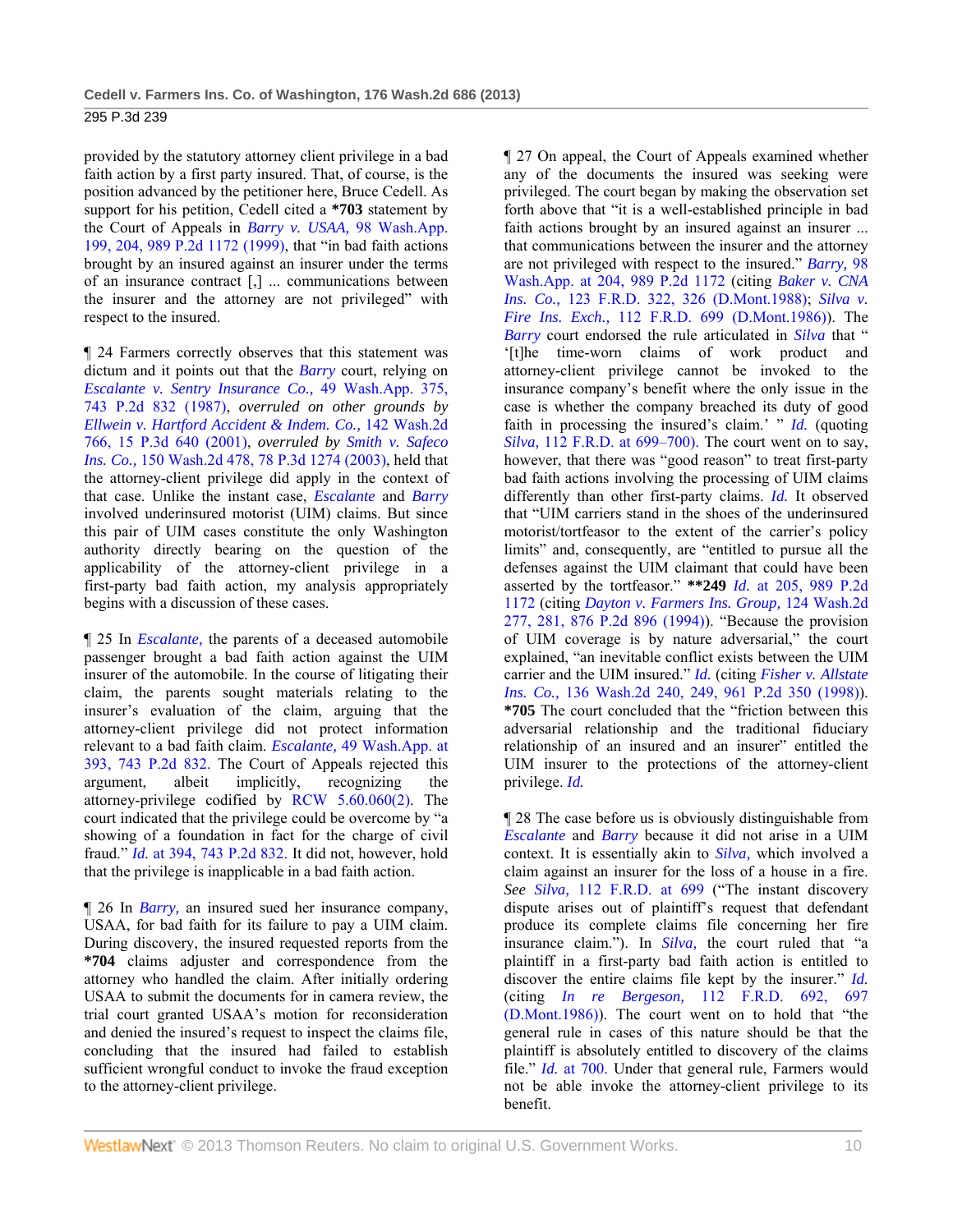provided by the statutory attorney client privilege in a bad faith action by a first party insured. That, of course, is the position advanced by the petitioner here, Bruce Cedell. As support for his petition, Cedell cited a **\*703** statement by the Court of Appeals in *Barry v. USAA,* 98 Wash.App. 199, 204, 989 P.2d 1172 (1999), that "in bad faith actions brought by an insured against an insurer under the terms of an insurance contract [,] ... communications between the insurer and the attorney are not privileged" with respect to the insured.

¶ 24 Farmers correctly observes that this statement was dictum and it points out that the *Barry* court, relying on *Escalante v. Sentry Insurance Co.,* 49 Wash.App. 375, 743 P.2d 832 (1987), *overruled on other grounds by Ellwein v. Hartford Accident & Indem. Co.,* 142 Wash.2d 766, 15 P.3d 640 (2001), *overruled by Smith v. Safeco Ins. Co.,* 150 Wash.2d 478, 78 P.3d 1274 (2003), held that the attorney-client privilege did apply in the context of that case. Unlike the instant case, *Escalante* and *Barry* involved underinsured motorist (UIM) claims. But since this pair of UIM cases constitute the only Washington authority directly bearing on the question of the applicability of the attorney-client privilege in a first-party bad faith action, my analysis appropriately begins with a discussion of these cases.

¶ 25 In *Escalante,* the parents of a deceased automobile passenger brought a bad faith action against the UIM insurer of the automobile. In the course of litigating their claim, the parents sought materials relating to the insurer's evaluation of the claim, arguing that the attorney-client privilege did not protect information relevant to a bad faith claim. *Escalante,* 49 Wash.App. at 393, 743 P.2d 832. The Court of Appeals rejected this argument, albeit implicitly, recognizing the attorney-privilege codified by RCW 5.60.060(2). The court indicated that the privilege could be overcome by "a showing of a foundation in fact for the charge of civil fraud." *Id.* at 394, 743 P.2d 832. It did not, however, hold that the privilege is inapplicable in a bad faith action.

¶ 26 In *Barry,* an insured sued her insurance company, USAA, for bad faith for its failure to pay a UIM claim. During discovery, the insured requested reports from the **\*704** claims adjuster and correspondence from the attorney who handled the claim. After initially ordering USAA to submit the documents for in camera review, the trial court granted USAA's motion for reconsideration and denied the insured's request to inspect the claims file, concluding that the insured had failed to establish sufficient wrongful conduct to invoke the fraud exception to the attorney-client privilege.

¶ 27 On appeal, the Court of Appeals examined whether any of the documents the insured was seeking were privileged. The court began by making the observation set forth above that "it is a well-established principle in bad faith actions brought by an insured against an insurer ... that communications between the insurer and the attorney are not privileged with respect to the insured." *Barry,* 98 Wash.App. at 204, 989 P.2d 1172 (citing *Baker v. CNA Ins. Co.,* 123 F.R.D. 322, 326 (D.Mont.1988); *Silva v. Fire Ins. Exch.,* 112 F.R.D. 699 (D.Mont.1986)). The *Barry* court endorsed the rule articulated in *Silva* that " '[t]he time-worn claims of work product and attorney-client privilege cannot be invoked to the insurance company's benefit where the only issue in the case is whether the company breached its duty of good faith in processing the insured's claim.' " *Id.* (quoting *Silva,* 112 F.R.D. at 699–700). The court went on to say, however, that there was "good reason" to treat first-party bad faith actions involving the processing of UIM claims differently than other first-party claims. *Id.* It observed that "UIM carriers stand in the shoes of the underinsured motorist/tortfeasor to the extent of the carrier's policy limits" and, consequently, are "entitled to pursue all the defenses against the UIM claimant that could have been asserted by the tortfeasor." **\*\*249** *Id.* at 205, 989 P.2d 1172 (citing *Dayton v. Farmers Ins. Group,* 124 Wash.2d 277, 281, 876 P.2d 896 (1994)). "Because the provision of UIM coverage is by nature adversarial," the court explained, "an inevitable conflict exists between the UIM carrier and the UIM insured." *Id.* (citing *Fisher v. Allstate Ins. Co.,* 136 Wash.2d 240, 249, 961 P.2d 350 (1998)). **\*705** The court concluded that the "friction between this adversarial relationship and the traditional fiduciary relationship of an insured and an insurer" entitled the UIM insurer to the protections of the attorney-client privilege. *Id.*

¶ 28 The case before us is obviously distinguishable from *Escalante* and *Barry* because it did not arise in a UIM context. It is essentially akin to *Silva,* which involved a claim against an insurer for the loss of a house in a fire. *See Silva,* 112 F.R.D. at 699 ("The instant discovery dispute arises out of plaintiff's request that defendant produce its complete claims file concerning her fire insurance claim."). In *Silva,* the court ruled that "a plaintiff in a first-party bad faith action is entitled to discover the entire claims file kept by the insurer." *Id.* (citing *In re Bergeson,* 112 F.R.D. 692, 697 (D.Mont.1986)). The court went on to hold that "the general rule in cases of this nature should be that the plaintiff is absolutely entitled to discovery of the claims file." *Id.* at 700. Under that general rule, Farmers would not be able invoke the attorney-client privilege to its benefit.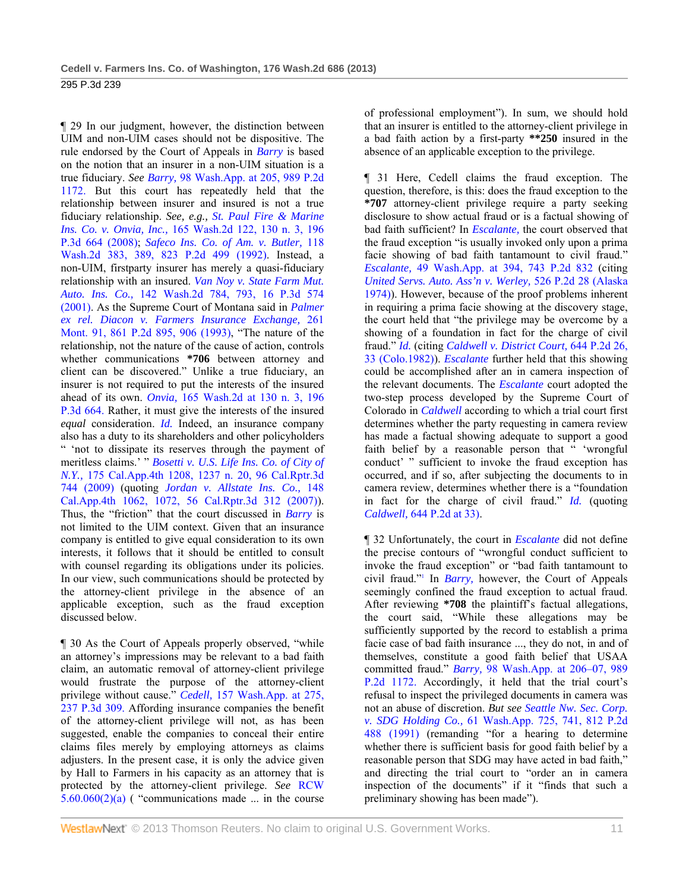¶ 29 In our judgment, however, the distinction between UIM and non-UIM cases should not be dispositive. The rule endorsed by the Court of Appeals in *Barry* is based on the notion that an insurer in a non-UIM situation is a true fiduciary. *See Barry,* 98 Wash.App. at 205, 989 P.2d 1172. But this court has repeatedly held that the relationship between insurer and insured is not a true fiduciary relationship. *See, e.g., St. Paul Fire & Marine Ins. Co. v. Onvia, Inc.,* 165 Wash.2d 122, 130 n. 3, 196 P.3d 664 (2008); *Safeco Ins. Co. of Am. v. Butler,* 118 Wash.2d 383, 389, 823 P.2d 499 (1992). Instead, a non-UIM, firstparty insurer has merely a quasi-fiduciary relationship with an insured. *Van Noy v. State Farm Mut. Auto. Ins. Co.,* 142 Wash.2d 784, 793, 16 P.3d 574 (2001). As the Supreme Court of Montana said in *Palmer ex rel. Diacon v. Farmers Insurance Exchange,* 261 Mont. 91, 861 P.2d 895, 906 (1993), "The nature of the relationship, not the nature of the cause of action, controls whether communications **\*706** between attorney and client can be discovered." Unlike a true fiduciary, an insurer is not required to put the interests of the insured ahead of its own. *Onvia,* 165 Wash.2d at 130 n. 3, 196 P.3d 664. Rather, it must give the interests of the insured *equal* consideration. *Id.* Indeed, an insurance company also has a duty to its shareholders and other policyholders " 'not to dissipate its reserves through the payment of meritless claims.' " *Bosetti v. U.S. Life Ins. Co. of City of N.Y.,* 175 Cal.App.4th 1208, 1237 n. 20, 96 Cal.Rptr.3d 744 (2009) (quoting *Jordan v. Allstate Ins. Co.,* 148 Cal.App.4th 1062, 1072, 56 Cal.Rptr.3d 312 (2007)). Thus, the "friction" that the court discussed in *Barry* is not limited to the UIM context. Given that an insurance company is entitled to give equal consideration to its own interests, it follows that it should be entitled to consult with counsel regarding its obligations under its policies. In our view, such communications should be protected by the attorney-client privilege in the absence of an applicable exception, such as the fraud exception discussed below.

¶ 30 As the Court of Appeals properly observed, "while an attorney's impressions may be relevant to a bad faith claim, an automatic removal of attorney-client privilege would frustrate the purpose of the attorney-client privilege without cause." *Cedell,* 157 Wash.App. at 275, 237 P.3d 309. Affording insurance companies the benefit of the attorney-client privilege will not, as has been suggested, enable the companies to conceal their entire claims files merely by employing attorneys as claims adjusters. In the present case, it is only the advice given by Hall to Farmers in his capacity as an attorney that is protected by the attorney-client privilege. *See* RCW 5.60.060(2)(a) ( "communications made ... in the course of professional employment"). In sum, we should hold that an insurer is entitled to the attorney-client privilege in a bad faith action by a first-party **\*\*250** insured in the absence of an applicable exception to the privilege.

¶ 31 Here, Cedell claims the fraud exception. The question, therefore, is this: does the fraud exception to the **\*707** attorney-client privilege require a party seeking disclosure to show actual fraud or is a factual showing of bad faith sufficient? In *Escalante,* the court observed that the fraud exception "is usually invoked only upon a prima facie showing of bad faith tantamount to civil fraud." *Escalante,* 49 Wash.App. at 394, 743 P.2d 832 (citing *United Servs. Auto. Ass'n v. Werley,* 526 P.2d 28 (Alaska 1974)). However, because of the proof problems inherent in requiring a prima facie showing at the discovery stage, the court held that "the privilege may be overcome by a showing of a foundation in fact for the charge of civil fraud." *Id.* (citing *Caldwell v. District Court,* 644 P.2d 26, 33 (Colo.1982)). *Escalante* further held that this showing could be accomplished after an in camera inspection of the relevant documents. The *Escalante* court adopted the two-step process developed by the Supreme Court of Colorado in *Caldwell* according to which a trial court first determines whether the party requesting in camera review has made a factual showing adequate to support a good faith belief by a reasonable person that " 'wrongful conduct' " sufficient to invoke the fraud exception has occurred, and if so, after subjecting the documents to in camera review, determines whether there is a "foundation in fact for the charge of civil fraud." *Id.* (quoting *Caldwell,* 644 P.2d at 33).

¶ 32 Unfortunately, the court in *Escalante* did not define the precise contours of "wrongful conduct sufficient to invoke the fraud exception" or "bad faith tantamount to civil fraud."[1] In *Barry,* however, the Court of Appeals seemingly confined the fraud exception to actual fraud. After reviewing **\*708** the plaintiff's factual allegations, the court said, "While these allegations may be sufficiently supported by the record to establish a prima facie case of bad faith insurance ..., they do not, in and of themselves, constitute a good faith belief that USAA committed fraud." *Barry,* 98 Wash.App. at 206–07, 989 P.2d 1172. Accordingly, it held that the trial court's refusal to inspect the privileged documents in camera was not an abuse of discretion. *But see Seattle Nw. Sec. Corp. v. SDG Holding Co.,* 61 Wash.App. 725, 741, 812 P.2d 488 (1991) (remanding "for a hearing to determine whether there is sufficient basis for good faith belief by a reasonable person that SDG may have acted in bad faith," and directing the trial court to "order an in camera inspection of the documents" if it "finds that such a preliminary showing has been made").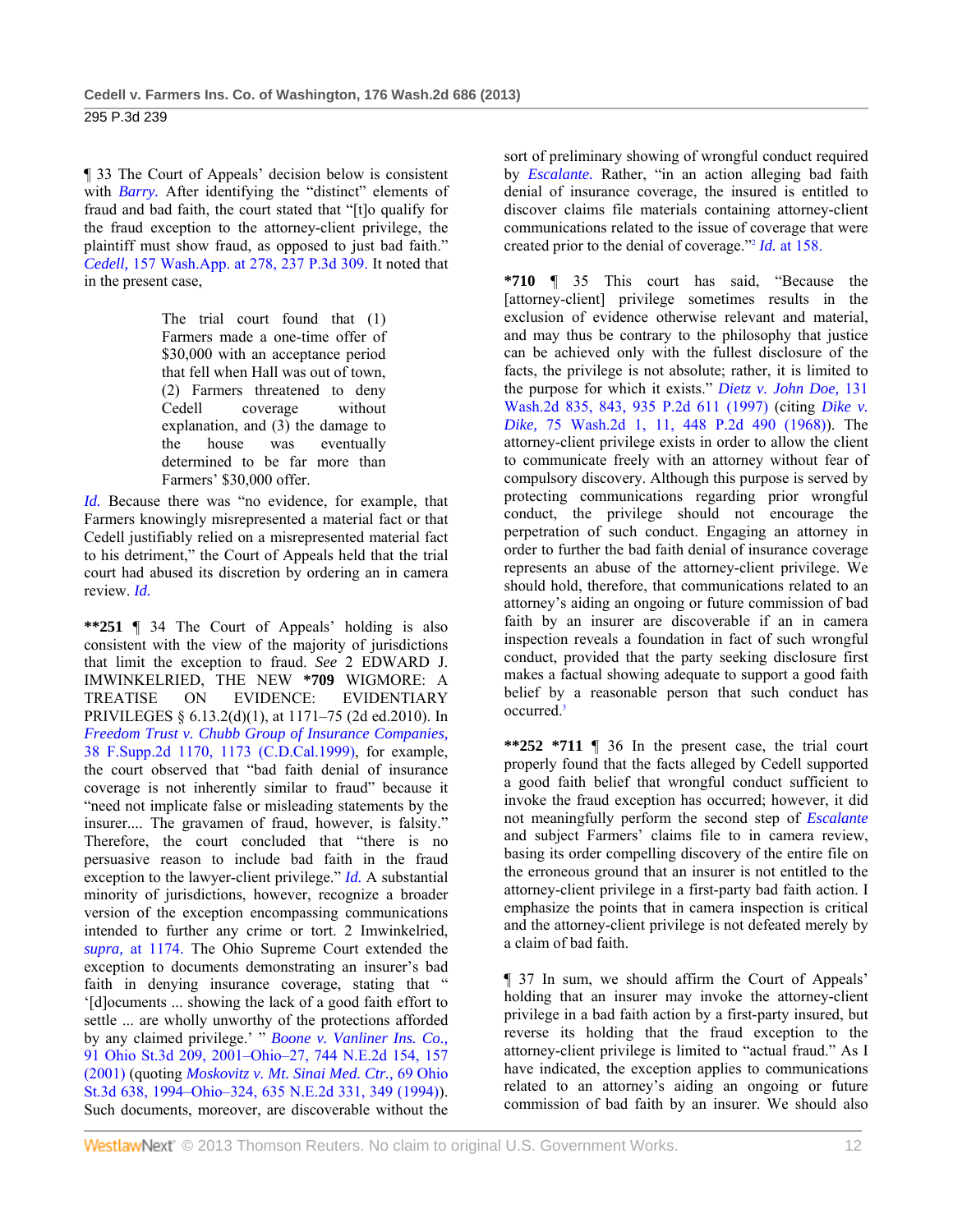¶ 33 The Court of Appeals' decision below is consistent with *Barry.* After identifying the "distinct" elements of fraud and bad faith, the court stated that "[t]o qualify for the fraud exception to the attorney-client privilege, the plaintiff must show fraud, as opposed to just bad faith." *Cedell,* 157 Wash.App. at 278, 237 P.3d 309. It noted that in the present case,

> The trial court found that (1) Farmers made a one-time offer of $30,000 with an acceptance period that fell when Hall was out of town, (2) Farmers threatened to deny Cedell coverage without explanation, and (3) the damage to the house was eventually determined to be far more than Farmers' $30,000 offer.

*Id.* Because there was "no evidence, for example, that Farmers knowingly misrepresented a material fact or that Cedell justifiably relied on a misrepresented material fact to his detriment," the Court of Appeals held that the trial court had abused its discretion by ordering an in camera review. *Id.*

**\*\*251** ¶ 34 The Court of Appeals' holding is also consistent with the view of the majority of jurisdictions that limit the exception to fraud. *See* 2 EDWARD J. IMWINKELRIED, THE NEW **\*709** WIGMORE: A TREATISE ON EVIDENCE: EVIDENTIARY PRIVILEGES § 6.13.2(d)(1), at 1171–75 (2d ed.2010). In *Freedom Trust v. Chubb Group of Insurance Companies,* 38 F.Supp.2d 1170, 1173 (C.D.Cal.1999), for example, the court observed that "bad faith denial of insurance coverage is not inherently similar to fraud" because it "need not implicate false or misleading statements by the insurer.... The gravamen of fraud, however, is falsity." Therefore, the court concluded that "there is no persuasive reason to include bad faith in the fraud exception to the lawyer-client privilege." *Id.* A substantial minority of jurisdictions, however, recognize a broader version of the exception encompassing communications intended to further any crime or tort. 2 Imwinkelried, *supra,* at 1174. The Ohio Supreme Court extended the exception to documents demonstrating an insurer's bad faith in denying insurance coverage, stating that " '[d]ocuments ... showing the lack of a good faith effort to settle ... are wholly unworthy of the protections afforded by any claimed privilege.' " *Boone v. Vanliner Ins. Co.,* 91 Ohio St.3d 209, 2001–Ohio–27, 744 N.E.2d 154, 157 (2001) (quoting *Moskovitz v. Mt. Sinai Med. Ctr.,* 69 Ohio St.3d 638, 1994–Ohio–324, 635 N.E.2d 331, 349 (1994)). Such documents, moreover, are discoverable without the sort of preliminary showing of wrongful conduct required by *Escalante.* Rather, "in an action alleging bad faith denial of insurance coverage, the insured is entitled to discover claims file materials containing attorney-client communications related to the issue of coverage that were created prior to the denial of coverage."[2] *Id.* at 158.

**\*710** ¶ 35 This court has said, "Because the [attorney-client] privilege sometimes results in the exclusion of evidence otherwise relevant and material, and may thus be contrary to the philosophy that justice can be achieved only with the fullest disclosure of the facts, the privilege is not absolute; rather, it is limited to the purpose for which it exists." *Dietz v. John Doe,* 131 Wash.2d 835, 843, 935 P.2d 611 (1997) (citing *Dike v. Dike,* 75 Wash.2d 1, 11, 448 P.2d 490 (1968)). The attorney-client privilege exists in order to allow the client to communicate freely with an attorney without fear of compulsory discovery. Although this purpose is served by protecting communications regarding prior wrongful conduct, the privilege should not encourage the perpetration of such conduct. Engaging an attorney in order to further the bad faith denial of insurance coverage represents an abuse of the attorney-client privilege. We should hold, therefore, that communications related to an attorney's aiding an ongoing or future commission of bad faith by an insurer are discoverable if an in camera inspection reveals a foundation in fact of such wrongful conduct, provided that the party seeking disclosure first makes a factual showing adequate to support a good faith belief by a reasonable person that such conduct has occurred.[3]

**\*\*252 \*711** ¶ 36 In the present case, the trial court properly found that the facts alleged by Cedell supported a good faith belief that wrongful conduct sufficient to invoke the fraud exception has occurred; however, it did not meaningfully perform the second step of *Escalante* and subject Farmers' claims file to in camera review, basing its order compelling discovery of the entire file on the erroneous ground that an insurer is not entitled to the attorney-client privilege in a first-party bad faith action. I emphasize the points that in camera inspection is critical and the attorney-client privilege is not defeated merely by a claim of bad faith.

¶ 37 In sum, we should affirm the Court of Appeals' holding that an insurer may invoke the attorney-client privilege in a bad faith action by a first-party insured, but reverse its holding that the fraud exception to the attorney-client privilege is limited to "actual fraud." As I have indicated, the exception applies to communications related to an attorney's aiding an ongoing or future commission of bad faith by an insurer. We should also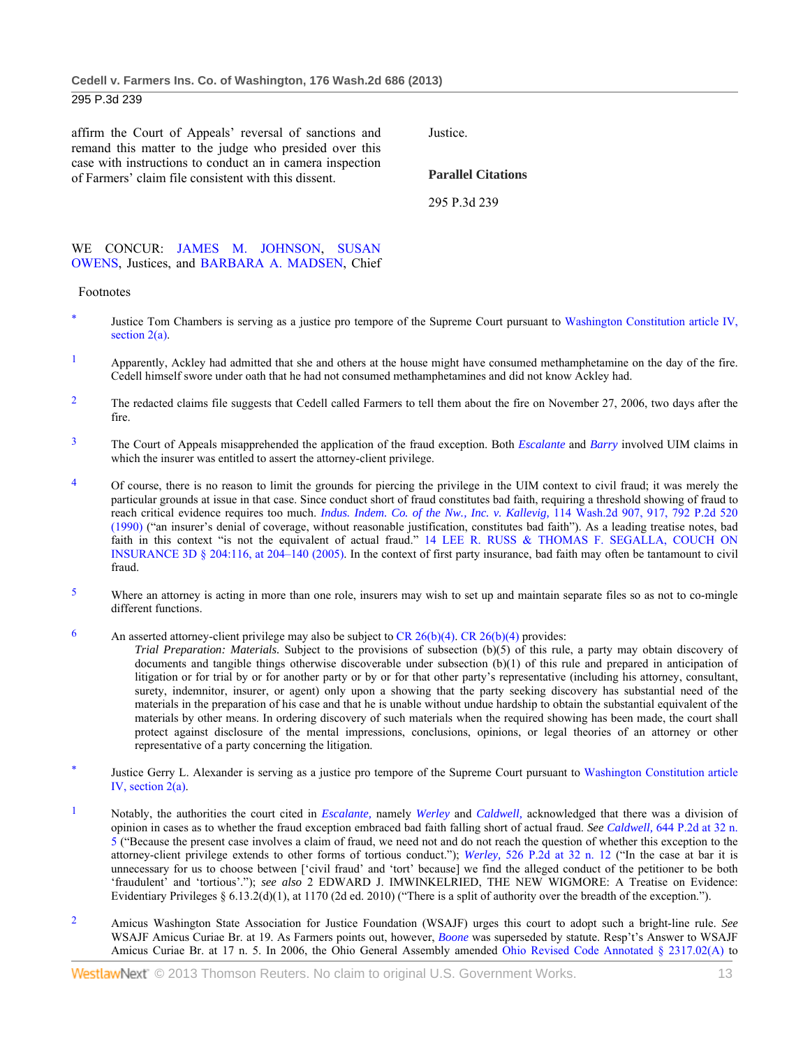affirm the Court of Appeals' reversal of sanctions and remand this matter to the judge who presided over this case with instructions to conduct an in camera inspection of Farmers' claim file consistent with this dissent.

WE CONCUR: JAMES M. JOHNSON, SUSAN OWENS, Justices, and BARBARA A. MADSEN, Chief Justice.

**Parallel Citations**

295 P.3d 239

Footnotes

\* Justice Tom Chambers is serving as a justice pro tempore of the Supreme Court pursuant to Washington Constitution article IV, section 2(a).

1 Apparently, Ackley had admitted that she and others at the house might have consumed methamphetamine on the day of the fire. Cedell himself swore under oath that he had not consumed methamphetamines and did not know Ackley had.

2 The redacted claims file suggests that Cedell called Farmers to tell them about the fire on November 27, 2006, two days after the fire.

3 The Court of Appeals misapprehended the application of the fraud exception. Both *Escalante* and *Barry* involved UIM claims in which the insurer was entitled to assert the attorney-client privilege.

4 Of course, there is no reason to limit the grounds for piercing the privilege in the UIM context to civil fraud; it was merely the particular grounds at issue in that case. Since conduct short of fraud constitutes bad faith, requiring a threshold showing of fraud to reach critical evidence requires too much. *Indus. Indem. Co. of the Nw., Inc. v. Kallevig,* 114 Wash.2d 907, 917, 792 P.2d 520 (1990) ("an insurer's denial of coverage, without reasonable justification, constitutes bad faith"). As a leading treatise notes, bad faith in this context "is not the equivalent of actual fraud." 14 LEE R. RUSS & THOMAS F. SEGALLA, COUCH ON INSURANCE 3D § 204:116, at 204–140 (2005). In the context of first party insurance, bad faith may often be tantamount to civil fraud.

5 Where an attorney is acting in more than one role, insurers may wish to set up and maintain separate files so as not to co-mingle different functions.

6 An asserted attorney-client privilege may also be subject to CR 26(b)(4). CR 26(b)(4) provides:

> *Trial Preparation: Materials.* Subject to the provisions of subsection (b)(5) of this rule, a party may obtain discovery of documents and tangible things otherwise discoverable under subsection (b)(1) of this rule and prepared in anticipation of litigation or for trial by or for another party or by or for that other party's representative (including his attorney, consultant, surety, indemnitor, insurer, or agent) only upon a showing that the party seeking discovery has substantial need of the materials in the preparation of his case and that he is unable without undue hardship to obtain the substantial equivalent of the materials by other means. In ordering discovery of such materials when the required showing has been made, the court shall protect against disclosure of the mental impressions, conclusions, opinions, or legal theories of an attorney or other representative of a party concerning the litigation.

\* Justice Gerry L. Alexander is serving as a justice pro tempore of the Supreme Court pursuant to Washington Constitution article IV, section 2(a).

1 Notably, the authorities the court cited in *Escalante,* namely *Werley* and *Caldwell,* acknowledged that there was a division of opinion in cases as to whether the fraud exception embraced bad faith falling short of actual fraud. *See Caldwell,* 644 P.2d at 32 n. 5 ("Because the present case involves a claim of fraud, we need not and do not reach the question of whether this exception to the attorney-client privilege extends to other forms of tortious conduct."); *Werley,* 526 P.2d at 32 n. 12 ("In the case at bar it is unnecessary for us to choose between ['civil fraud' and 'tort' because] we find the alleged conduct of the petitioner to be both 'fraudulent' and 'tortious'."); *see also* 2 EDWARD J. IMWINKELRIED, THE NEW WIGMORE: A Treatise on Evidence: Evidentiary Privileges § 6.13.2(d)(1), at 1170 (2d ed. 2010) ("There is a split of authority over the breadth of the exception.").

2 Amicus Washington State Association for Justice Foundation (WSAJF) urges this court to adopt such a bright-line rule. *See* WSAJF Amicus Curiae Br. at 19. As Farmers points out, however, *Boone* was superseded by statute. Resp't's Answer to WSAJF Amicus Curiae Br. at 17 n. 5. In 2006, the Ohio General Assembly amended Ohio Revised Code Annotated § 2317.02(A) to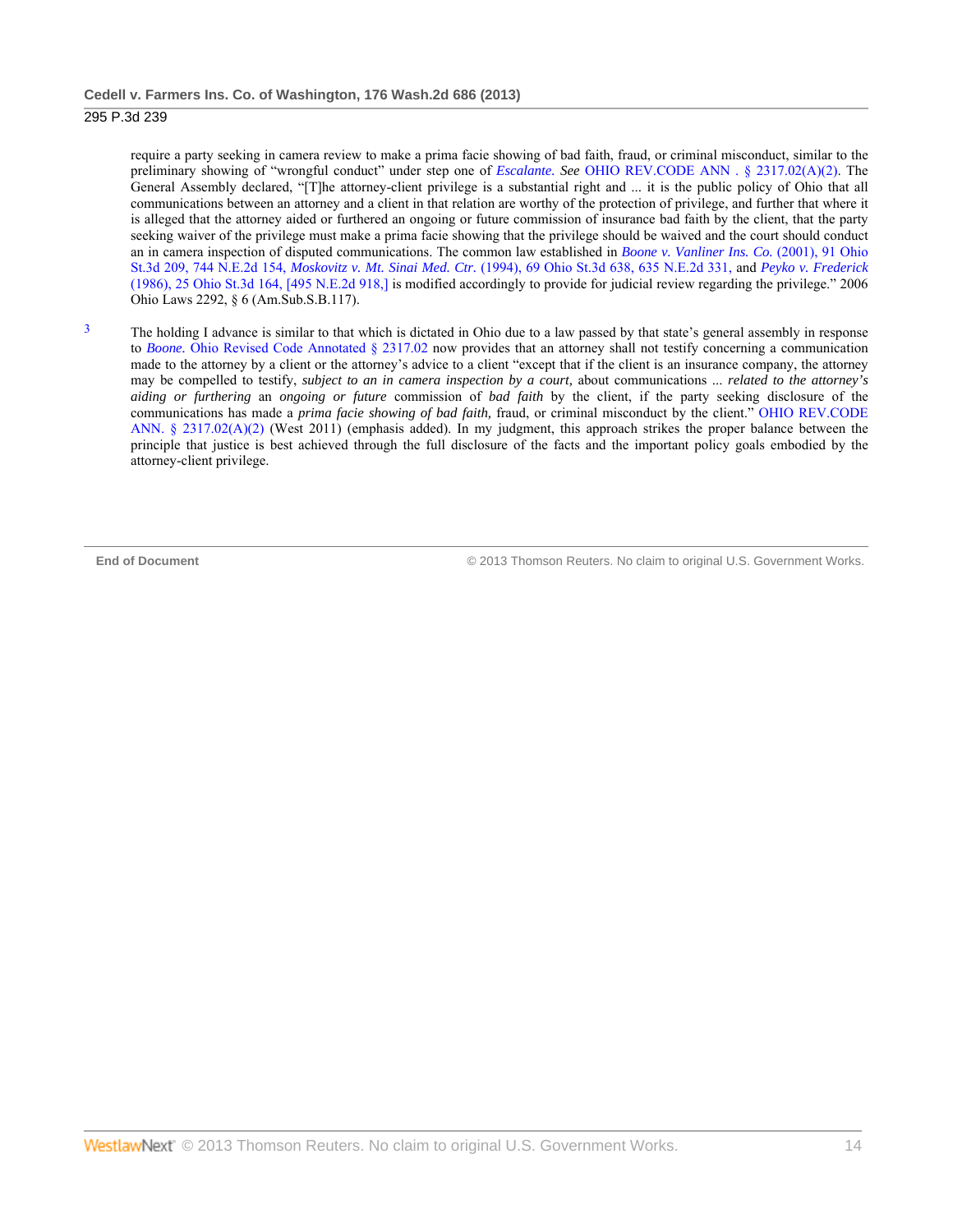require a party seeking in camera review to make a prima facie showing of bad faith, fraud, or criminal misconduct, similar to the preliminary showing of "wrongful conduct" under step one of *Escalante*. *See* OHIO REV.CODE ANN . § 2317.02(A)(2). The General Assembly declared, "[T]he attorney-client privilege is a substantial right and ... it is the public policy of Ohio that all communications between an attorney and a client in that relation are worthy of the protection of privilege, and further that where it is alleged that the attorney aided or furthered an ongoing or future commission of insurance bad faith by the client, that the party seeking waiver of the privilege must make a prima facie showing that the privilege should be waived and the court should conduct an in camera inspection of disputed communications. The common law established in *Boone v. Vanliner Ins. Co.* (2001), 91 Ohio St.3d 209, 744 N.E.2d 154, *Moskovitz v. Mt. Sinai Med. Ctr.* (1994), 69 Ohio St.3d 638, 635 N.E.2d 331, and *Peyko v. Frederick* (1986), 25 Ohio St.3d 164, [495 N.E.2d 918,] is modified accordingly to provide for judicial review regarding the privilege." 2006 Ohio Laws 2292, § 6 (Am.Sub.S.B.117).

3 The holding I advance is similar to that which is dictated in Ohio due to a law passed by that state's general assembly in response to *Boone*. Ohio Revised Code Annotated § 2317.02 now provides that an attorney shall not testify concerning a communication made to the attorney by a client or the attorney's advice to a client "except that if the client is an insurance company, the attorney may be compelled to testify, *subject to an in camera inspection by a court,* about communications ... *related to the attorney's aiding or furthering* an *ongoing or future* commission of *bad faith* by the client, if the party seeking disclosure of the communications has made a *prima facie showing of bad faith,* fraud, or criminal misconduct by the client." OHIO REV.CODE ANN. § 2317.02(A)(2) (West 2011) (emphasis added). In my judgment, this approach strikes the proper balance between the principle that justice is best achieved through the full disclosure of the facts and the important policy goals embodied by the attorney-client privilege.

End of Document © 2013 Thomson Reuters. No claim to original U.S. Government Works.